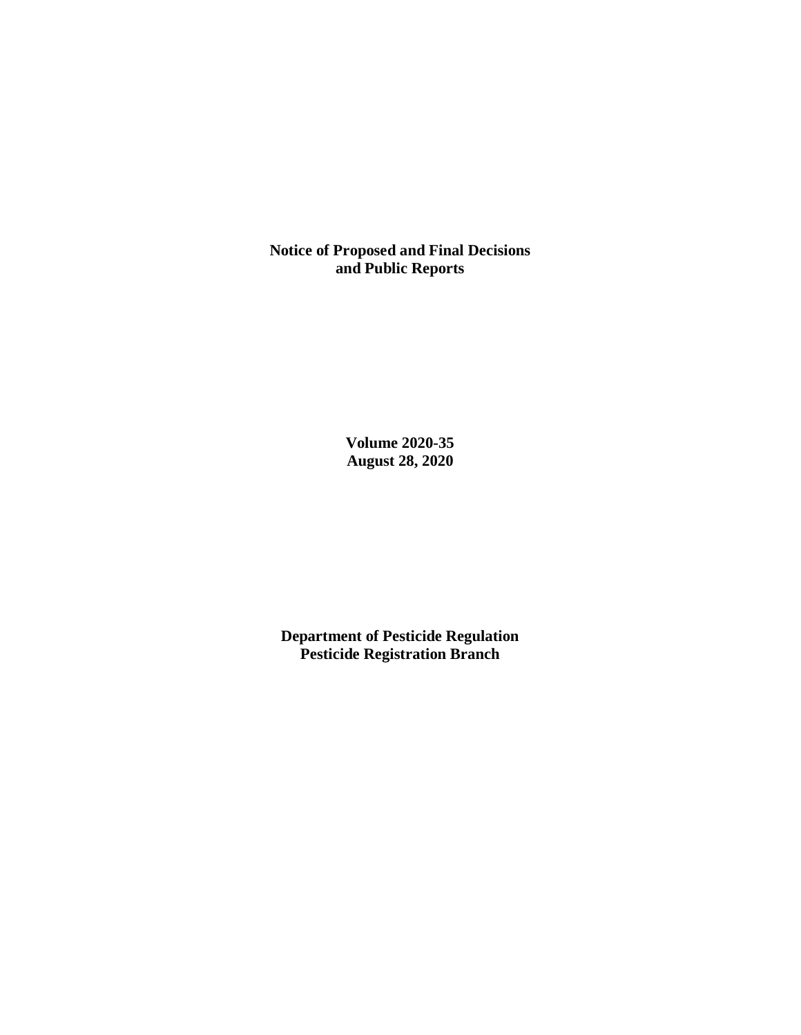# Notice of Proposed and Final Decisions and Public Reports

**Volume 2020-35**
**August 28, 2020**

**Department of Pesticide Regulation**
**Pesticide Registration Branch**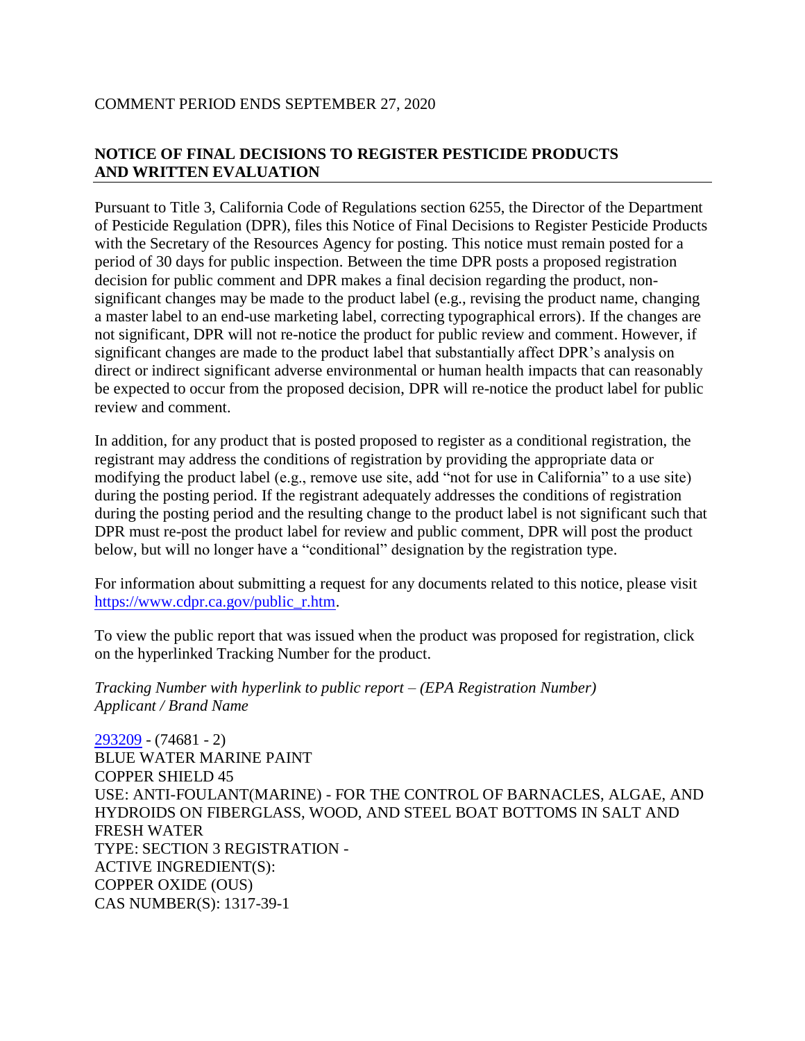COMMENT PERIOD ENDS SEPTEMBER 27, 2020

## NOTICE OF FINAL DECISIONS TO REGISTER PESTICIDE PRODUCTS AND WRITTEN EVALUATION

Pursuant to Title 3, California Code of Regulations section 6255, the Director of the Department of Pesticide Regulation (DPR), files this Notice of Final Decisions to Register Pesticide Products with the Secretary of the Resources Agency for posting. This notice must remain posted for a period of 30 days for public inspection. Between the time DPR posts a proposed registration decision for public comment and DPR makes a final decision regarding the product, non-significant changes may be made to the product label (e.g., revising the product name, changing a master label to an end-use marketing label, correcting typographical errors). If the changes are not significant, DPR will not re-notice the product for public review and comment. However, if significant changes are made to the product label that substantially affect DPR's analysis on direct or indirect significant adverse environmental or human health impacts that can reasonably be expected to occur from the proposed decision, DPR will re-notice the product label for public review and comment.

In addition, for any product that is posted proposed to register as a conditional registration, the registrant may address the conditions of registration by providing the appropriate data or modifying the product label (e.g., remove use site, add "not for use in California" to a use site) during the posting period. If the registrant adequately addresses the conditions of registration during the posting period and the resulting change to the product label is not significant such that DPR must re-post the product label for review and public comment, DPR will post the product below, but will no longer have a "conditional" designation by the registration type.

For information about submitting a request for any documents related to this notice, please visit https://www.cdpr.ca.gov/public_r.htm.

To view the public report that was issued when the product was proposed for registration, click on the hyperlinked Tracking Number for the product.

*Tracking Number with hyperlink to public report – (EPA Registration Number)*
*Applicant / Brand Name*

293209 - (74681 - 2)
BLUE WATER MARINE PAINT
COPPER SHIELD 45
USE: ANTI-FOULANT(MARINE) - FOR THE CONTROL OF BARNACLES, ALGAE, AND HYDROIDS ON FIBERGLASS, WOOD, AND STEEL BOAT BOTTOMS IN SALT AND FRESH WATER
TYPE: SECTION 3 REGISTRATION -
ACTIVE INGREDIENT(S):
COPPER OXIDE (OUS)
CAS NUMBER(S): 1317-39-1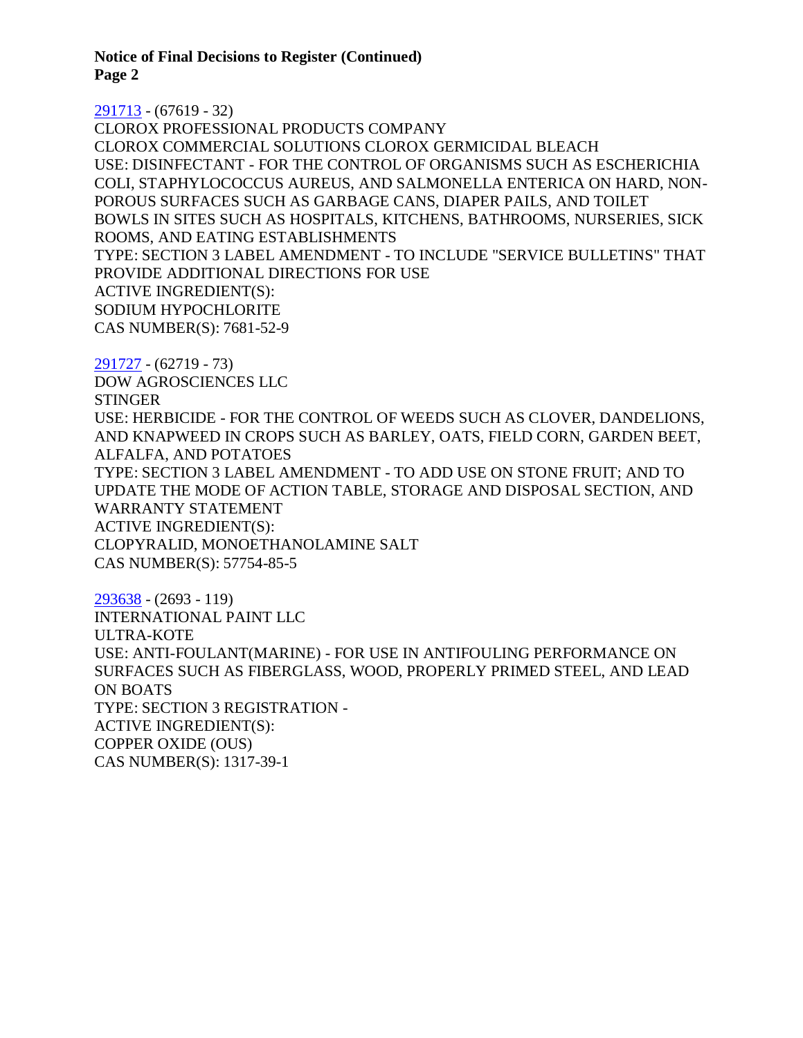[291713](291713) - (67619 - 32)
CLOROX PROFESSIONAL PRODUCTS COMPANY
CLOROX COMMERCIAL SOLUTIONS CLOROX GERMICIDAL BLEACH
USE: DISINFECTANT - FOR THE CONTROL OF ORGANISMS SUCH AS ESCHERICHIA COLI, STAPHYLOCOCCUS AUREUS, AND SALMONELLA ENTERICA ON HARD, NON-POROUS SURFACES SUCH AS GARBAGE CANS, DIAPER PAILS, AND TOILET BOWLS IN SITES SUCH AS HOSPITALS, KITCHENS, BATHROOMS, NURSERIES, SICK ROOMS, AND EATING ESTABLISHMENTS
TYPE: SECTION 3 LABEL AMENDMENT - TO INCLUDE "SERVICE BULLETINS" THAT PROVIDE ADDITIONAL DIRECTIONS FOR USE
ACTIVE INGREDIENT(S):
SODIUM HYPOCHLORITE
CAS NUMBER(S): 7681-52-9

[291727](291727) - (62719 - 73)
DOW AGROSCIENCES LLC
STINGER
USE: HERBICIDE - FOR THE CONTROL OF WEEDS SUCH AS CLOVER, DANDELIONS, AND KNAPWEED IN CROPS SUCH AS BARLEY, OATS, FIELD CORN, GARDEN BEET, ALFALFA, AND POTATOES
TYPE: SECTION 3 LABEL AMENDMENT - TO ADD USE ON STONE FRUIT; AND TO UPDATE THE MODE OF ACTION TABLE, STORAGE AND DISPOSAL SECTION, AND WARRANTY STATEMENT
ACTIVE INGREDIENT(S):
CLOPYRALID, MONOETHANOLAMINE SALT
CAS NUMBER(S): 57754-85-5

[293638](293638) - (2693 - 119)
INTERNATIONAL PAINT LLC
ULTRA-KOTE
USE: ANTI-FOULANT(MARINE) - FOR USE IN ANTIFOULING PERFORMANCE ON SURFACES SUCH AS FIBERGLASS, WOOD, PROPERLY PRIMED STEEL, AND LEAD ON BOATS
TYPE: SECTION 3 REGISTRATION -
ACTIVE INGREDIENT(S):
COPPER OXIDE (OUS)
CAS NUMBER(S): 1317-39-1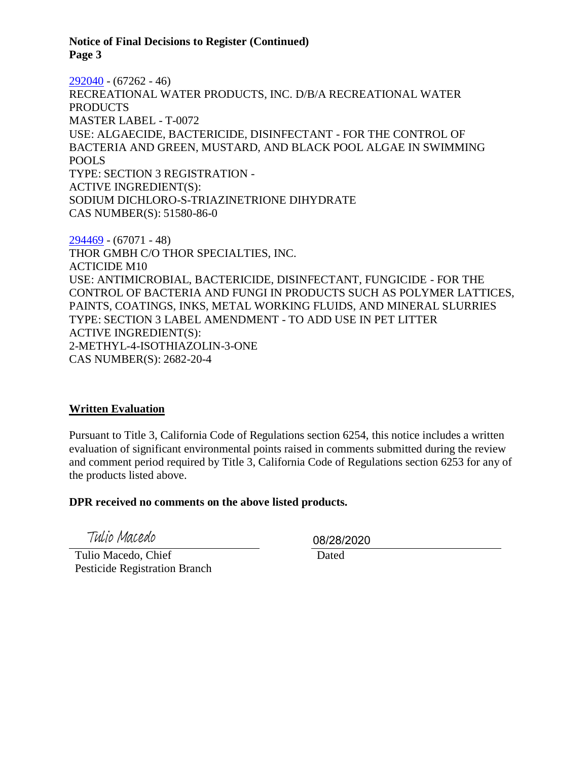**Notice of Final Decisions to Register (Continued)**
**Page 3**

292040 - (67262 - 46)
RECREATIONAL WATER PRODUCTS, INC. D/B/A RECREATIONAL WATER PRODUCTS
MASTER LABEL - T-0072
USE: ALGAECIDE, BACTERICIDE, DISINFECTANT - FOR THE CONTROL OF BACTERIA AND GREEN, MUSTARD, AND BLACK POOL ALGAE IN SWIMMING POOLS
TYPE: SECTION 3 REGISTRATION -
ACTIVE INGREDIENT(S):
SODIUM DICHLORO-S-TRIAZINETRIONE DIHYDRATE
CAS NUMBER(S): 51580-86-0

294469 - (67071 - 48)
THOR GMBH C/O THOR SPECIALTIES, INC.
ACTICIDE M10
USE: ANTIMICROBIAL, BACTERICIDE, DISINFECTANT, FUNGICIDE - FOR THE CONTROL OF BACTERIA AND FUNGI IN PRODUCTS SUCH AS POLYMER LATTICES, PAINTS, COATINGS, INKS, METAL WORKING FLUIDS, AND MINERAL SLURRIES
TYPE: SECTION 3 LABEL AMENDMENT - TO ADD USE IN PET LITTER
ACTIVE INGREDIENT(S):
2-METHYL-4-ISOTHIAZOLIN-3-ONE
CAS NUMBER(S): 2682-20-4

## Written Evaluation

Pursuant to Title 3, California Code of Regulations section 6254, this notice includes a written evaluation of significant environmental points raised in comments submitted during the review and comment period required by Title 3, California Code of Regulations section 6253 for any of the products listed above.

**DPR received no comments on the above listed products.**

Tulio Macedo

Tulio Macedo, Chief
Pesticide Registration Branch

08/28/2020

Dated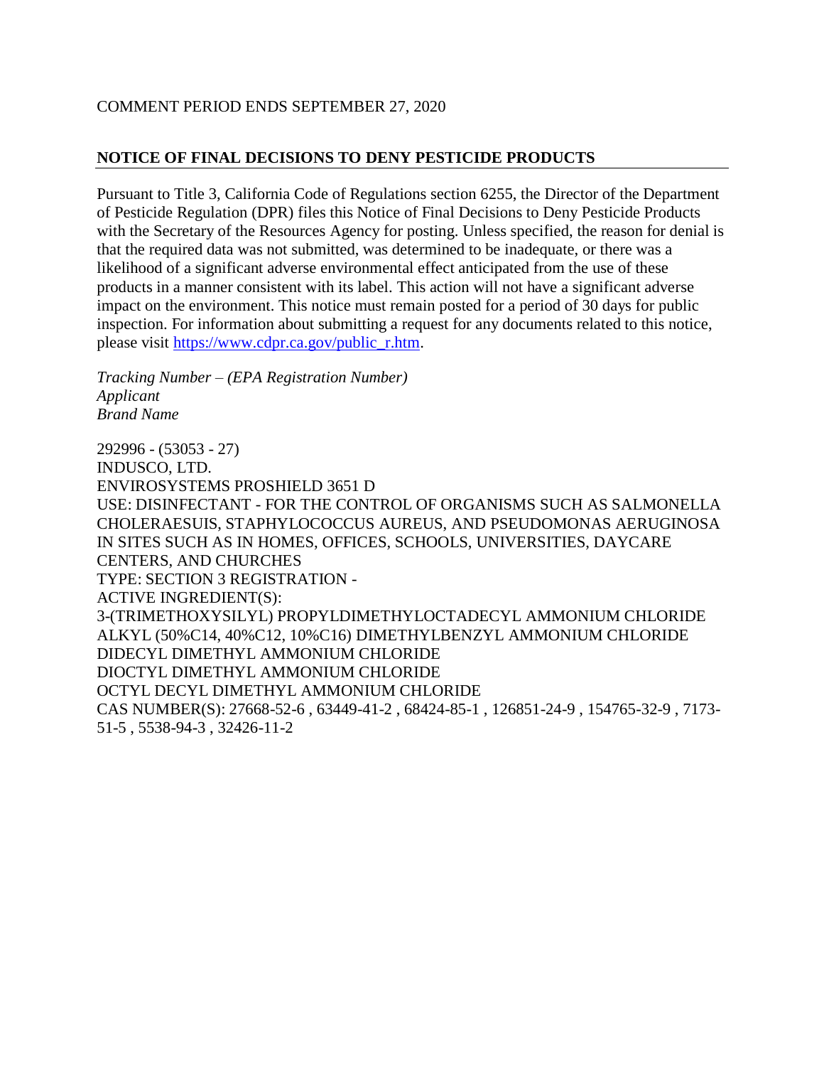COMMENT PERIOD ENDS SEPTEMBER 27, 2020

## NOTICE OF FINAL DECISIONS TO DENY PESTICIDE PRODUCTS

Pursuant to Title 3, California Code of Regulations section 6255, the Director of the Department of Pesticide Regulation (DPR) files this Notice of Final Decisions to Deny Pesticide Products with the Secretary of the Resources Agency for posting. Unless specified, the reason for denial is that the required data was not submitted, was determined to be inadequate, or there was a likelihood of a significant adverse environmental effect anticipated from the use of these products in a manner consistent with its label. This action will not have a significant adverse impact on the environment. This notice must remain posted for a period of 30 days for public inspection. For information about submitting a request for any documents related to this notice, please visit https://www.cdpr.ca.gov/public_r.htm.

*Tracking Number – (EPA Registration Number)*
*Applicant*
*Brand Name*

292996 - (53053 - 27)
INDUSCO, LTD.
ENVIROSYSTEMS PROSHIELD 3651 D
USE: DISINFECTANT - FOR THE CONTROL OF ORGANISMS SUCH AS SALMONELLA CHOLERAESUIS, STAPHYLOCOCCUS AUREUS, AND PSEUDOMONAS AERUGINOSA IN SITES SUCH AS IN HOMES, OFFICES, SCHOOLS, UNIVERSITIES, DAYCARE CENTERS, AND CHURCHES
TYPE: SECTION 3 REGISTRATION -
ACTIVE INGREDIENT(S):
3-(TRIMETHOXYSILYL) PROPYLDIMETHYLOCTADECYL AMMONIUM CHLORIDE
ALKYL (50%C14, 40%C12, 10%C16) DIMETHYLBENZYL AMMONIUM CHLORIDE
DIDECYL DIMETHYL AMMONIUM CHLORIDE
DIOCTYL DIMETHYL AMMONIUM CHLORIDE
OCTYL DECYL DIMETHYL AMMONIUM CHLORIDE
CAS NUMBER(S): 27668-52-6 , 63449-41-2 , 68424-85-1 , 126851-24-9 , 154765-32-9 , 7173-51-5 , 5538-94-3 , 32426-11-2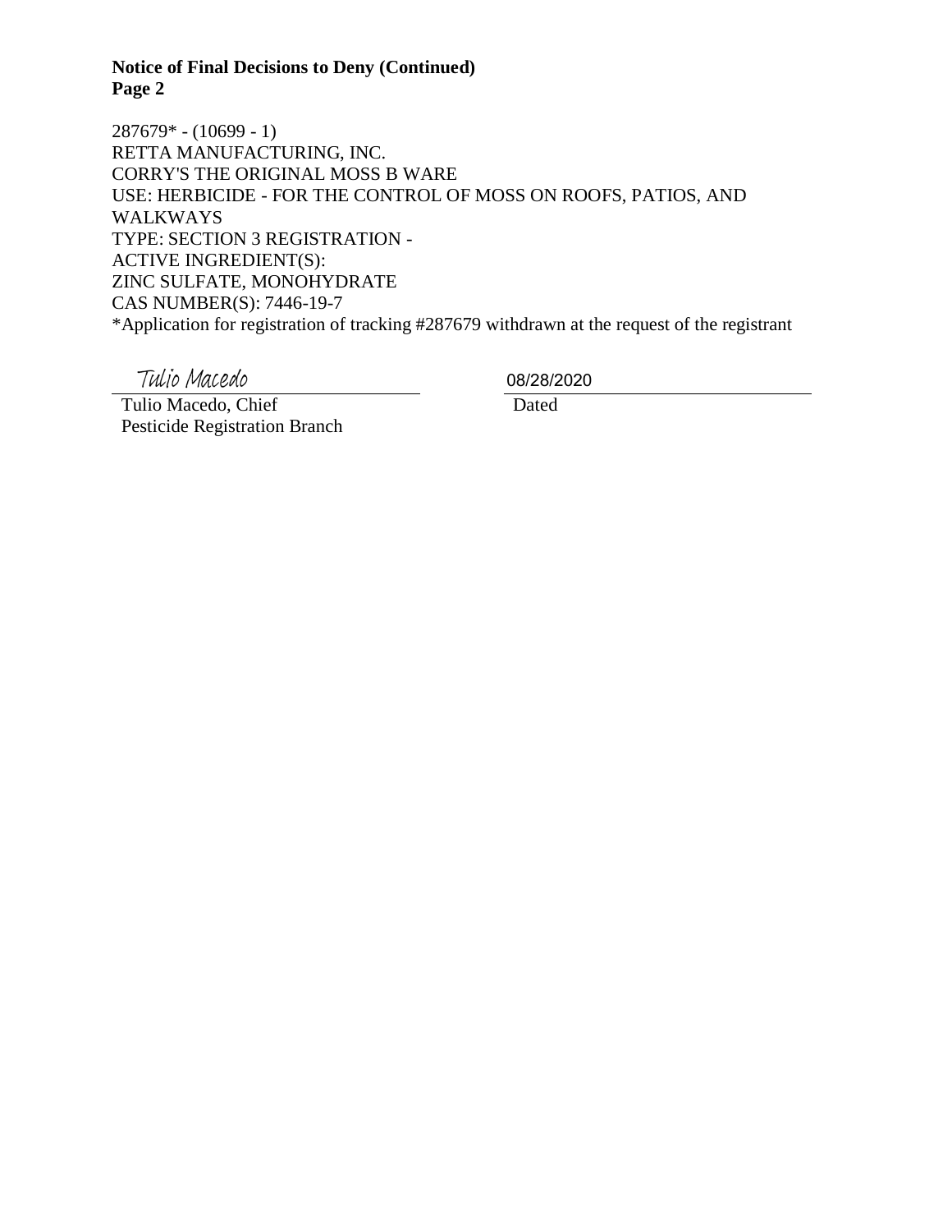**Notice of Final Decisions to Deny (Continued)**
**Page 2**

287679* - (10699 - 1)
RETTA MANUFACTURING, INC.
CORRY'S THE ORIGINAL MOSS B WARE
USE: HERBICIDE - FOR THE CONTROL OF MOSS ON ROOFS, PATIOS, AND WALKWAYS
TYPE: SECTION 3 REGISTRATION -
ACTIVE INGREDIENT(S):
ZINC SULFATE, MONOHYDRATE
CAS NUMBER(S): 7446-19-7
*Application for registration of tracking #287679 withdrawn at the request of the registrant

Tulio Macedo
Tulio Macedo, Chief
Pesticide Registration Branch

08/28/2020
Dated